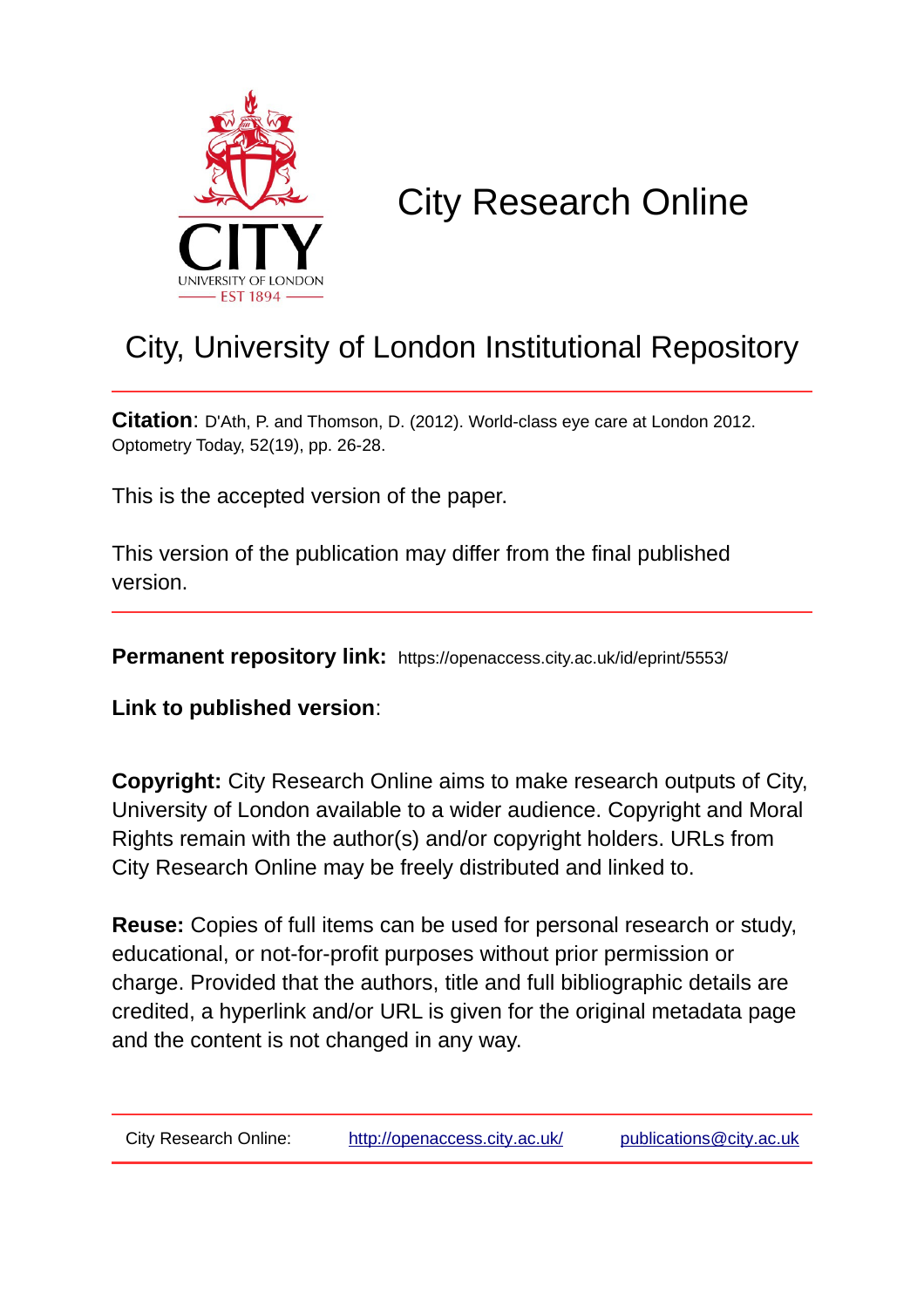# City Research Online

## City, University of London Institutional Repository

**Citation**: D'Ath, P. and Thomson, D. (2012). World-class eye care at London 2012. Optometry Today, 52(19), pp. 26-28.

This is the accepted version of the paper.

This version of the publication may differ from the final published version.

**Permanent repository link:** https://openaccess.city.ac.uk/id/eprint/5553/

**Link to published version**:

**Copyright:** City Research Online aims to make research outputs of City, University of London available to a wider audience. Copyright and Moral Rights remain with the author(s) and/or copyright holders. URLs from City Research Online may be freely distributed and linked to.

**Reuse:** Copies of full items can be used for personal research or study, educational, or not-for-profit purposes without prior permission or charge. Provided that the authors, title and full bibliographic details are credited, a hyperlink and/or URL is given for the original metadata page and the content is not changed in any way.

City Research Online: http://openaccess.city.ac.uk/ publications@city.ac.uk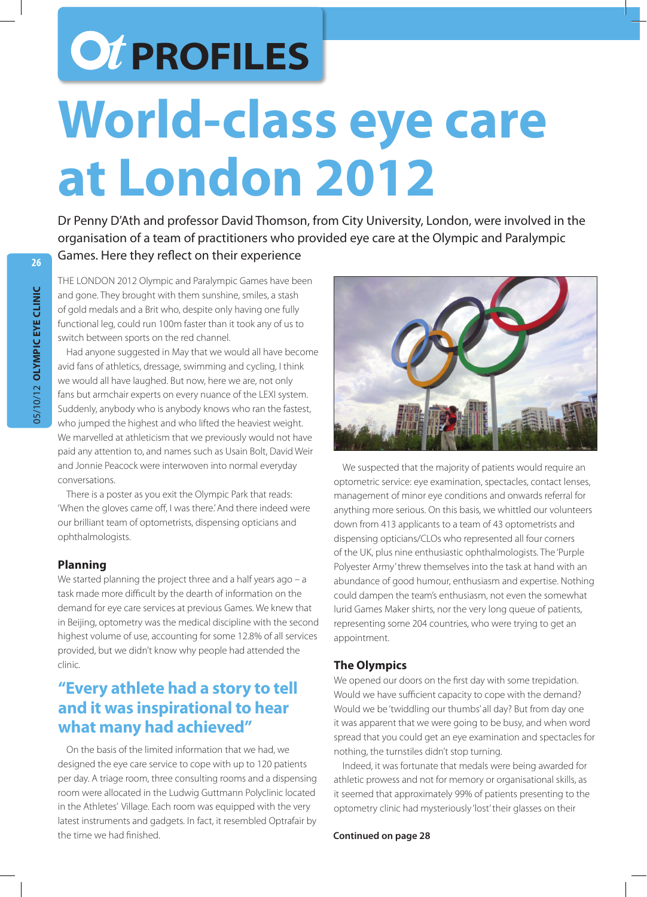# Ot PROFILES

# World-class eye care at London 2012

Dr Penny D'Ath and professor David Thomson, from City University, London, were involved in the organisation of a team of practitioners who provided eye care at the Olympic and Paralympic Games. Here they reflect on their experience

THE LONDON 2012 Olympic and Paralympic Games have been and gone. They brought with them sunshine, smiles, a stash of gold medals and a Brit who, despite only having one fully functional leg, could run 100m faster than it took any of us to switch between sports on the red channel.

Had anyone suggested in May that we would all have become avid fans of athletics, dressage, swimming and cycling, I think we would all have laughed. But now, here we are, not only fans but armchair experts on every nuance of the LEXI system. Suddenly, anybody who is anybody knows who ran the fastest, who jumped the highest and who lifted the heaviest weight. We marvelled at athleticism that we previously would not have paid any attention to, and names such as Usain Bolt, David Weir and Jonnie Peacock were interwoven into normal everyday conversations.

There is a poster as you exit the Olympic Park that reads: 'When the gloves came off, I was there.' And there indeed were our brilliant team of optometrists, dispensing opticians and ophthalmologists.

## Planning

We started planning the project three and a half years ago – a task made more difficult by the dearth of information on the demand for eye care services at previous Games. We knew that in Beijing, optometry was the medical discipline with the second highest volume of use, accounting for some 12.8% of all services provided, but we didn't know why people had attended the clinic.

> "Every athlete had a story to tell and it was inspirational to hear what many had achieved"

On the basis of the limited information that we had, we designed the eye care service to cope with up to 120 patients per day. A triage room, three consulting rooms and a dispensing room were allocated in the Ludwig Guttmann Polyclinic located in the Athletes' Village. Each room was equipped with the very latest instruments and gadgets. In fact, it resembled Optrafair by the time we had finished.

We suspected that the majority of patients would require an optometric service: eye examination, spectacles, contact lenses, management of minor eye conditions and onwards referral for anything more serious. On this basis, we whittled our volunteers down from 413 applicants to a team of 43 optometrists and dispensing opticians/CLOs who represented all four corners of the UK, plus nine enthusiastic ophthalmologists. The 'Purple Polyester Army' threw themselves into the task at hand with an abundance of good humour, enthusiasm and expertise. Nothing could dampen the team's enthusiasm, not even the somewhat lurid Games Maker shirts, nor the very long queue of patients, representing some 204 countries, who were trying to get an appointment.

## The Olympics

We opened our doors on the first day with some trepidation. Would we have sufficient capacity to cope with the demand? Would we be 'twiddling our thumbs' all day? But from day one it was apparent that we were going to be busy, and when word spread that you could get an eye examination and spectacles for nothing, the turnstiles didn't stop turning.

Indeed, it was fortunate that medals were being awarded for athletic prowess and not for memory or organisational skills, as it seemed that approximately 99% of patients presenting to the optometry clinic had mysteriously 'lost' their glasses on their

**Continued on page 28**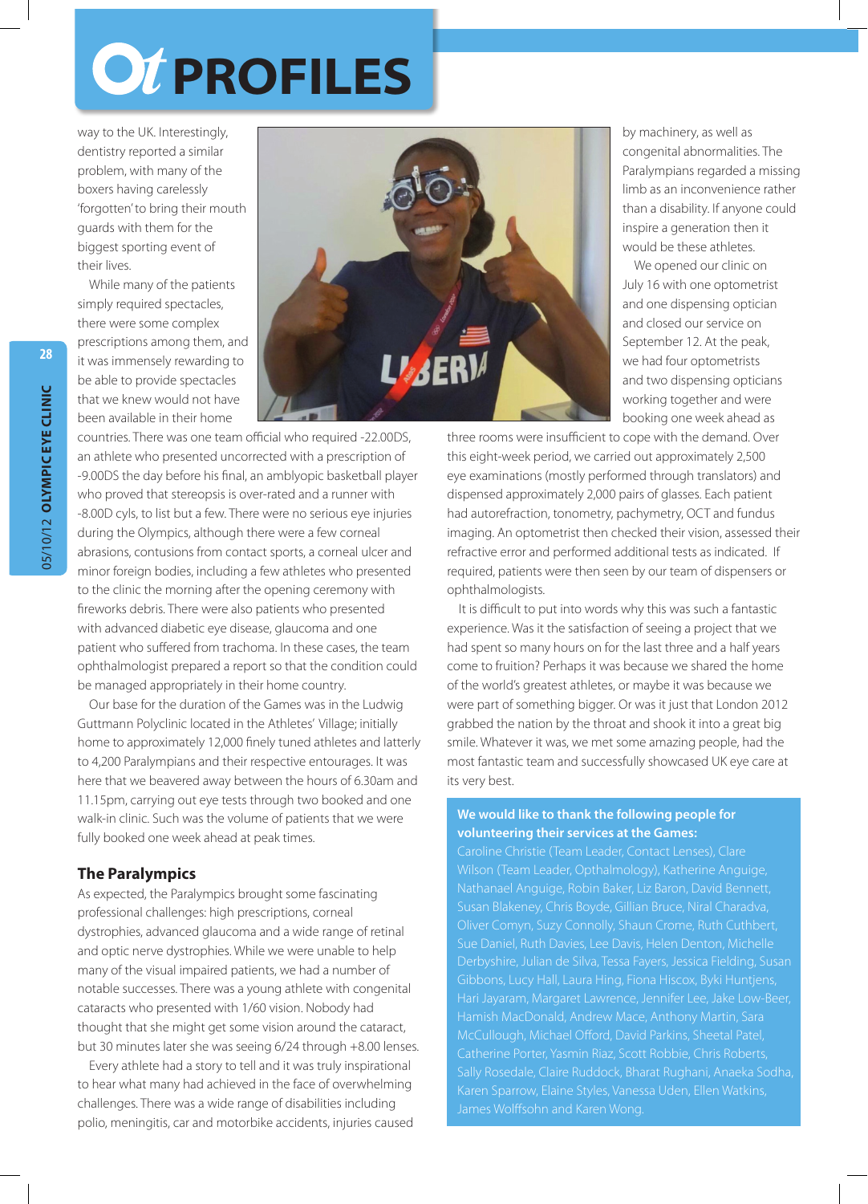way to the UK. Interestingly, dentistry reported a similar problem, with many of the boxers having carelessly 'forgotten' to bring their mouth guards with them for the biggest sporting event of their lives.

While many of the patients simply required spectacles, there were some complex prescriptions among them, and it was immensely rewarding to be able to provide spectacles that we knew would not have been available in their home countries. There was one team official who required -22.00DS, an athlete who presented uncorrected with a prescription of -9.00DS the day before his final, an amblyopic basketball player who proved that stereopsis is over-rated and a runner with -8.00D cyls, to list but a few. There were no serious eye injuries during the Olympics, although there were a few corneal abrasions, contusions from contact sports, a corneal ulcer and minor foreign bodies, including a few athletes who presented to the clinic the morning after the opening ceremony with fireworks debris. There were also patients who presented with advanced diabetic eye disease, glaucoma and one patient who suffered from trachoma. In these cases, the team ophthalmologist prepared a report so that the condition could be managed appropriately in their home country.

Our base for the duration of the Games was in the Ludwig Guttmann Polyclinic located in the Athletes' Village; initially home to approximately 12,000 finely tuned athletes and latterly to 4,200 Paralympians and their respective entourages. It was here that we beavered away between the hours of 6.30am and 11.15pm, carrying out eye tests through two booked and one walk-in clinic. Such was the volume of patients that we were fully booked one week ahead at peak times.

### The Paralympics

As expected, the Paralympics brought some fascinating professional challenges: high prescriptions, corneal dystrophies, advanced glaucoma and a wide range of retinal and optic nerve dystrophies. While we were unable to help many of the visual impaired patients, we had a number of notable successes. There was a young athlete with congenital cataracts who presented with 1/60 vision. Nobody had thought that she might get some vision around the cataract, but 30 minutes later she was seeing 6/24 through +8.00 lenses.

Every athlete had a story to tell and it was truly inspirational to hear what many had achieved in the face of overwhelming challenges. There was a wide range of disabilities including polio, meningitis, car and motorbike accidents, injuries caused by machinery, as well as congenital abnormalities. The Paralympians regarded a missing limb as an inconvenience rather than a disability. If anyone could inspire a generation then it would be these athletes.

We opened our clinic on July 16 with one optometrist and one dispensing optician and closed our service on September 12. At the peak, we had four optometrists and two dispensing opticians working together and were booking one week ahead as three rooms were insufficient to cope with the demand. Over this eight-week period, we carried out approximately 2,500 eye examinations (mostly performed through translators) and dispensed approximately 2,000 pairs of glasses. Each patient had autorefraction, tonometry, pachymetry, OCT and fundus imaging. An optometrist then checked their vision, assessed their refractive error and performed additional tests as indicated. If required, patients were then seen by our team of dispensers or ophthalmologists.

It is difficult to put into words why this was such a fantastic experience. Was it the satisfaction of seeing a project that we had spent so many hours on for the last three and a half years come to fruition? Perhaps it was because we shared the home of the world's greatest athletes, or maybe it was because we were part of something bigger. Or was it just that London 2012 grabbed the nation by the throat and shook it into a great big smile. Whatever it was, we met some amazing people, had the most fantastic team and successfully showcased UK eye care at its very best.

**We would like to thank the following people for volunteering their services at the Games:**
Caroline Christie (Team Leader, Contact Lenses), Clare Wilson (Team Leader, Opthalmology), Katherine Anguige, Nathanael Anguige, Robin Baker, Liz Baron, David Bennett, Susan Blakeney, Chris Boyde, Gillian Bruce, Niral Charadva, Oliver Comyn, Suzy Connolly, Shaun Crome, Ruth Cuthbert, Sue Daniel, Ruth Davies, Lee Davis, Helen Denton, Michelle Derbyshire, Julian de Silva, Tessa Fayers, Jessica Fielding, Susan Gibbons, Lucy Hall, Laura Hing, Fiona Hiscox, Byki Huntjens, Hari Jayaram, Margaret Lawrence, Jennifer Lee, Jake Low-Beer, Hamish MacDonald, Andrew Mace, Anthony Martin, Sara McCullough, Michael Offord, David Parkins, Sheetal Patel, Catherine Porter, Yasmin Riaz, Scott Robbie, Chris Roberts, Sally Rosedale, Claire Ruddock, Bharat Rughani, Anaeka Sodha, Karen Sparrow, Elaine Styles, Vanessa Uden, Ellen Watkins, James Wolffsohn and Karen Wong.